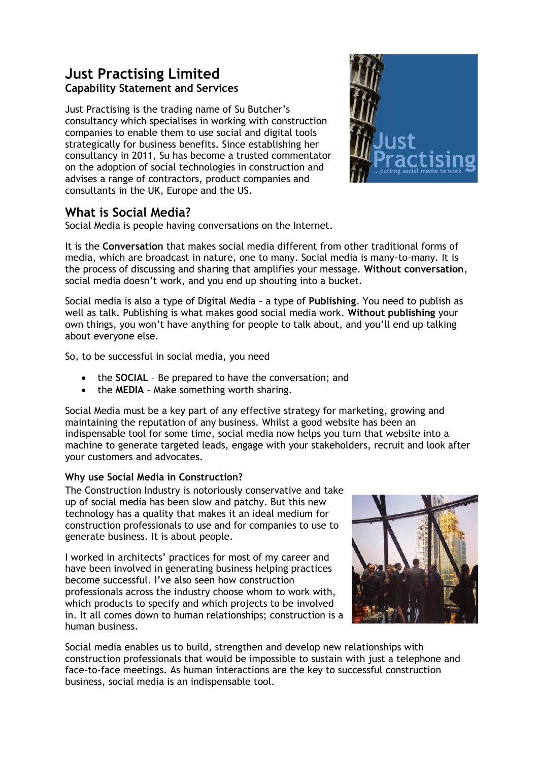# Just Practising Limited

**Capability Statement and Services**

Just Practising is the trading name of Su Butcher's consultancy which specialises in working with construction companies to enable them to use social and digital tools strategically for business benefits. Since establishing her consultancy in 2011, Su has become a trusted commentator on the adoption of social technologies in construction and advises a range of contractors, product companies and consultants in the UK, Europe and the US.

## What is Social Media?

Social Media is people having conversations on the Internet.

It is the **Conversation** that makes social media different from other traditional forms of media, which are broadcast in nature, one to many. Social media is many-to-many. It is the process of discussing and sharing that amplifies your message. **Without conversation**, social media doesn't work, and you end up shouting into a bucket.

Social media is also a type of Digital Media – a type of **Publishing**. You need to publish as well as talk. Publishing is what makes good social media work. **Without publishing** your own things, you won't have anything for people to talk about, and you'll end up talking about everyone else.

So, to be successful in social media, you need

- the **SOCIAL** – Be prepared to have the conversation; and
- the **MEDIA** – Make something worth sharing.

Social Media must be a key part of any effective strategy for marketing, growing and maintaining the reputation of any business. Whilst a good website has been an indispensable tool for some time, social media now helps you turn that website into a machine to generate targeted leads, engage with your stakeholders, recruit and look after your customers and advocates.

### Why use Social Media in Construction?

The Construction Industry is notoriously conservative and take up of social media has been slow and patchy. But this new technology has a quality that makes it an ideal medium for construction professionals to use and for companies to use to generate business. It is about people.

I worked in architects' practices for most of my career and have been involved in generating business helping practices become successful. I've also seen how construction professionals across the industry choose whom to work with, which products to specify and which projects to be involved in. It all comes down to human relationships; construction is a human business.

Social media enables us to build, strengthen and develop new relationships with construction professionals that would be impossible to sustain with just a telephone and face-to-face meetings. As human interactions are the key to successful construction business, social media is an indispensable tool.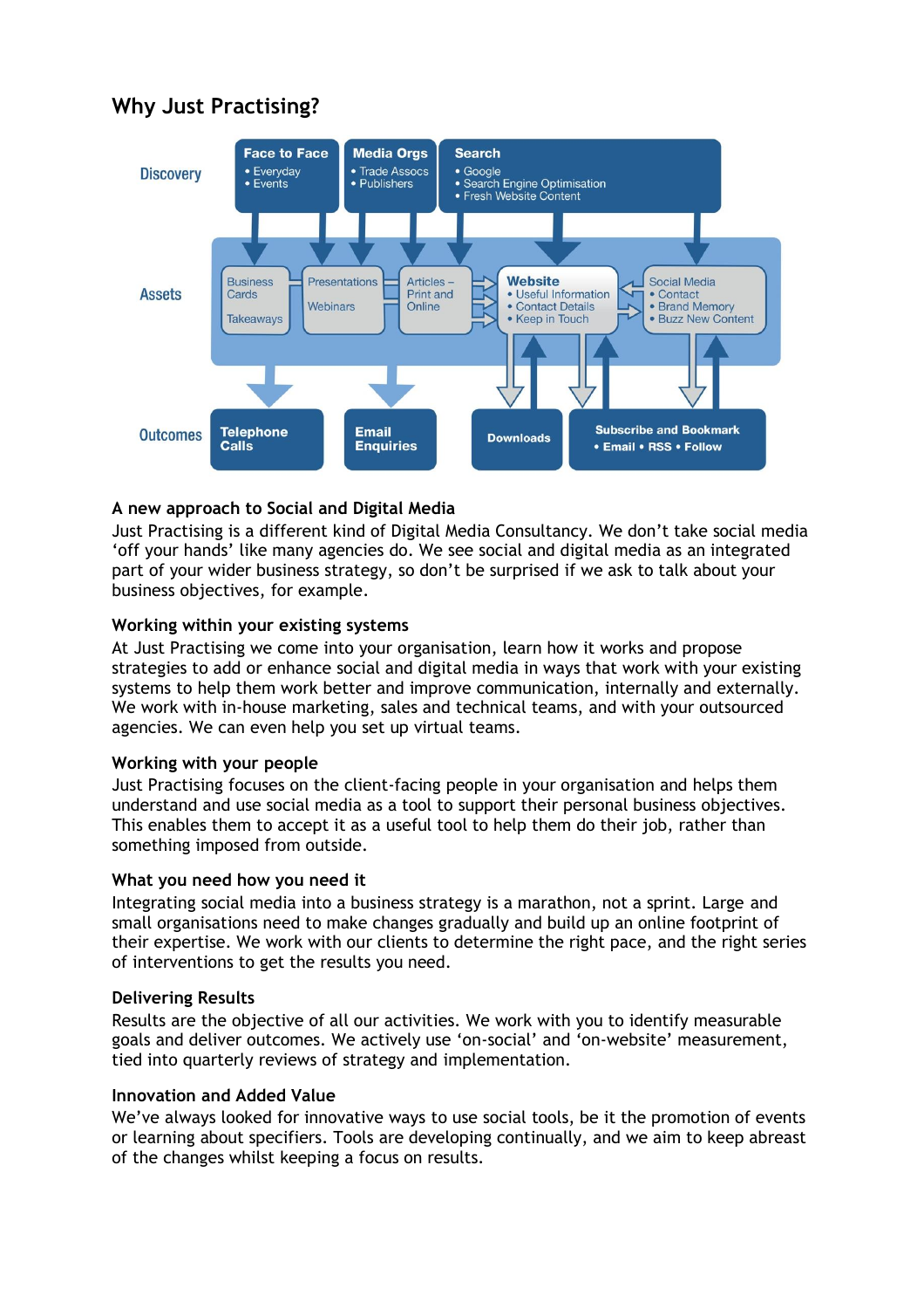## Why Just Practising?

Discovery

**Face to Face**
- Everyday
- Events

**Media Orgs**
- Trade Assocs
- Publishers

**Search**
- Google
- Search Engine Optimisation
- Fresh Website Content

Assets

Business Cards

Takeaways

Presentations

Webinars

Articles – Print and Online

**Website**
- Useful Information
- Contact Details
- Keep in Touch

Social Media
- Contact
- Brand Memory
- Buzz New Content

Outcomes

**Telephone Calls**

**Email Enquiries**

**Downloads**

**Subscribe and Bookmark**
- **Email** • **RSS** • **Follow**

### A new approach to Social and Digital Media

Just Practising is a different kind of Digital Media Consultancy. We don't take social media 'off your hands' like many agencies do. We see social and digital media as an integrated part of your wider business strategy, so don't be surprised if we ask to talk about your business objectives, for example.

### Working within your existing systems

At Just Practising we come into your organisation, learn how it works and propose strategies to add or enhance social and digital media in ways that work with your existing systems to help them work better and improve communication, internally and externally. We work with in-house marketing, sales and technical teams, and with your outsourced agencies. We can even help you set up virtual teams.

### Working with your people

Just Practising focuses on the client-facing people in your organisation and helps them understand and use social media as a tool to support their personal business objectives. This enables them to accept it as a useful tool to help them do their job, rather than something imposed from outside.

### What you need how you need it

Integrating social media into a business strategy is a marathon, not a sprint. Large and small organisations need to make changes gradually and build up an online footprint of their expertise. We work with our clients to determine the right pace, and the right series of interventions to get the results you need.

### Delivering Results

Results are the objective of all our activities. We work with you to identify measurable goals and deliver outcomes. We actively use 'on-social' and 'on-website' measurement, tied into quarterly reviews of strategy and implementation.

### Innovation and Added Value

We've always looked for innovative ways to use social tools, be it the promotion of events or learning about specifiers. Tools are developing continually, and we aim to keep abreast of the changes whilst keeping a focus on results.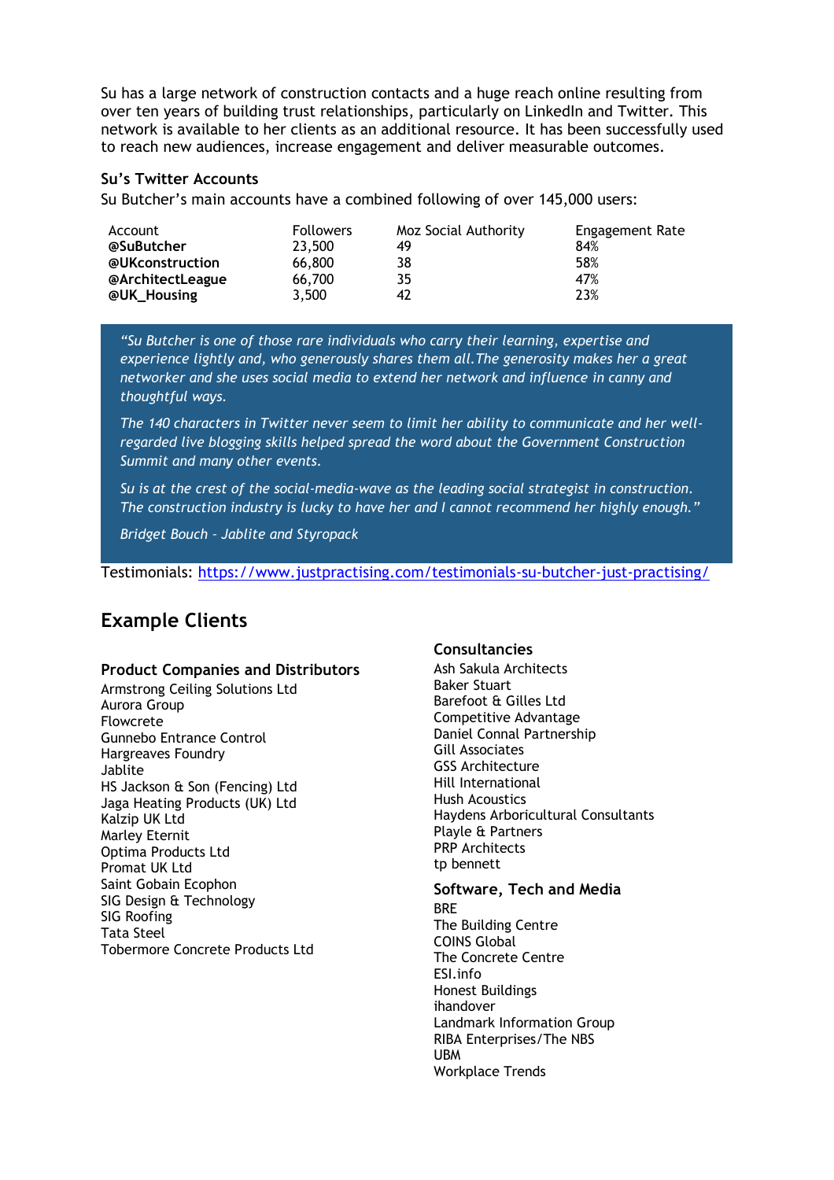Su has a large network of construction contacts and a huge reach online resulting from over ten years of building trust relationships, particularly on LinkedIn and Twitter. This network is available to her clients as an additional resource. It has been successfully used to reach new audiences, increase engagement and deliver measurable outcomes.

### Su's Twitter Accounts

Su Butcher's main accounts have a combined following of over 145,000 users:

| Account | Followers | Moz Social Authority | Engagement Rate |
|---|---|---|---|
| **@SuButcher** | 23,500 | 49 | 84% |
| **@UKconstruction** | 66,800 | 38 | 58% |
| **@ArchitectLeague** | 66,700 | 35 | 47% |
| **@UK_Housing** | 3,500 | 42 | 23% |

> *"Su Butcher is one of those rare individuals who carry their learning, expertise and experience lightly and, who generously shares them all.The generosity makes her a great networker and she uses social media to extend her network and influence in canny and thoughtful ways.*
>
> *The 140 characters in Twitter never seem to limit her ability to communicate and her well-regarded live blogging skills helped spread the word about the Government Construction Summit and many other events.*
>
> *Su is at the crest of the social-media-wave as the leading social strategist in construction. The construction industry is lucky to have her and I cannot recommend her highly enough."*
>
> *Bridget Bouch – Jablite and Styropack*

Testimonials: https://www.justpractising.com/testimonials-su-butcher-just-practising/

## Example Clients

### Product Companies and Distributors

Armstrong Ceiling Solutions Ltd
Aurora Group
Flowcrete
Gunnebo Entrance Control
Hargreaves Foundry
Jablite
HS Jackson & Son (Fencing) Ltd
Jaga Heating Products (UK) Ltd
Kalzip UK Ltd
Marley Eternit
Optima Products Ltd
Promat UK Ltd
Saint Gobain Ecophon
SIG Design & Technology
SIG Roofing
Tata Steel
Tobermore Concrete Products Ltd

### Consultancies

Ash Sakula Architects
Baker Stuart
Barefoot & Gilles Ltd
Competitive Advantage
Daniel Connal Partnership
Gill Associates
GSS Architecture
Hill International
Hush Acoustics
Haydens Arboricultural Consultants
Playle & Partners
PRP Architects
tp bennett

### Software, Tech and Media

BRE
The Building Centre
COINS Global
The Concrete Centre
ESI.info
Honest Buildings
ihandover
Landmark Information Group
RIBA Enterprises/The NBS
UBM
Workplace Trends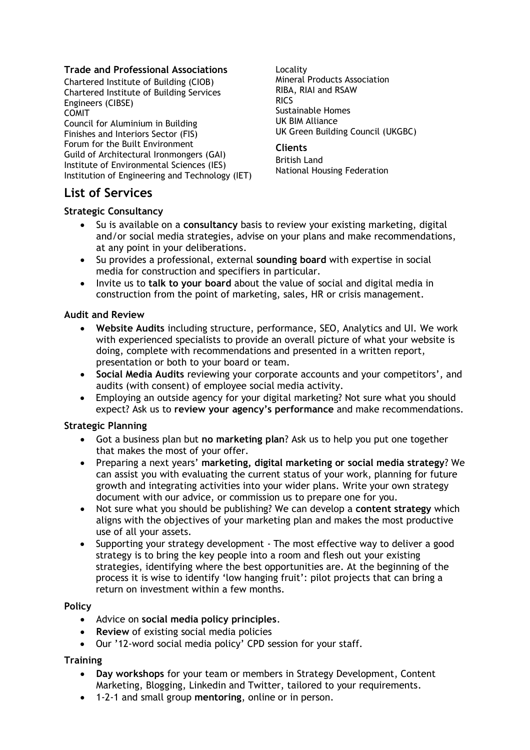**Trade and Professional Associations**

Chartered Institute of Building (CIOB)
Chartered Institute of Building Services Engineers (CIBSE)
COMIT
Council for Aluminium in Building
Finishes and Interiors Sector (FIS)
Forum for the Built Environment
Guild of Architectural Ironmongers (GAI)
Institute of Environmental Sciences (IES)
Institution of Engineering and Technology (IET)
Locality
Mineral Products Association
RIBA, RIAI and RSAW
RICS
Sustainable Homes
UK BIM Alliance
UK Green Building Council (UKGBC)

**Clients**

British Land
National Housing Federation

## List of Services

**Strategic Consultancy**

- Su is available on a **consultancy** basis to review your existing marketing, digital and/or social media strategies, advise on your plans and make recommendations, at any point in your deliberations.
- Su provides a professional, external **sounding board** with expertise in social media for construction and specifiers in particular.
- Invite us to **talk to your board** about the value of social and digital media in construction from the point of marketing, sales, HR or crisis management.

**Audit and Review**

- **Website Audits** including structure, performance, SEO, Analytics and UI. We work with experienced specialists to provide an overall picture of what your website is doing, complete with recommendations and presented in a written report, presentation or both to your board or team.
- **Social Media Audits** reviewing your corporate accounts and your competitors', and audits (with consent) of employee social media activity.
- Employing an outside agency for your digital marketing? Not sure what you should expect? Ask us to **review your agency's performance** and make recommendations.

**Strategic Planning**

- Got a business plan but **no marketing plan**? Ask us to help you put one together that makes the most of your offer.
- Preparing a next years' **marketing, digital marketing or social media strategy**? We can assist you with evaluating the current status of your work, planning for future growth and integrating activities into your wider plans. Write your own strategy document with our advice, or commission us to prepare one for you.
- Not sure what you should be publishing? We can develop a **content strategy** which aligns with the objectives of your marketing plan and makes the most productive use of all your assets.
- Supporting your strategy development - The most effective way to deliver a good strategy is to bring the key people into a room and flesh out your existing strategies, identifying where the best opportunities are. At the beginning of the process it is wise to identify 'low hanging fruit': pilot projects that can bring a return on investment within a few months.

**Policy**

- Advice on **social media policy principles**.
- **Review** of existing social media policies
- Our '12-word social media policy' CPD session for your staff.

**Training**

- **Day workshops** for your team or members in Strategy Development, Content Marketing, Blogging, Linkedin and Twitter, tailored to your requirements.
- 1-2-1 and small group **mentoring**, online or in person.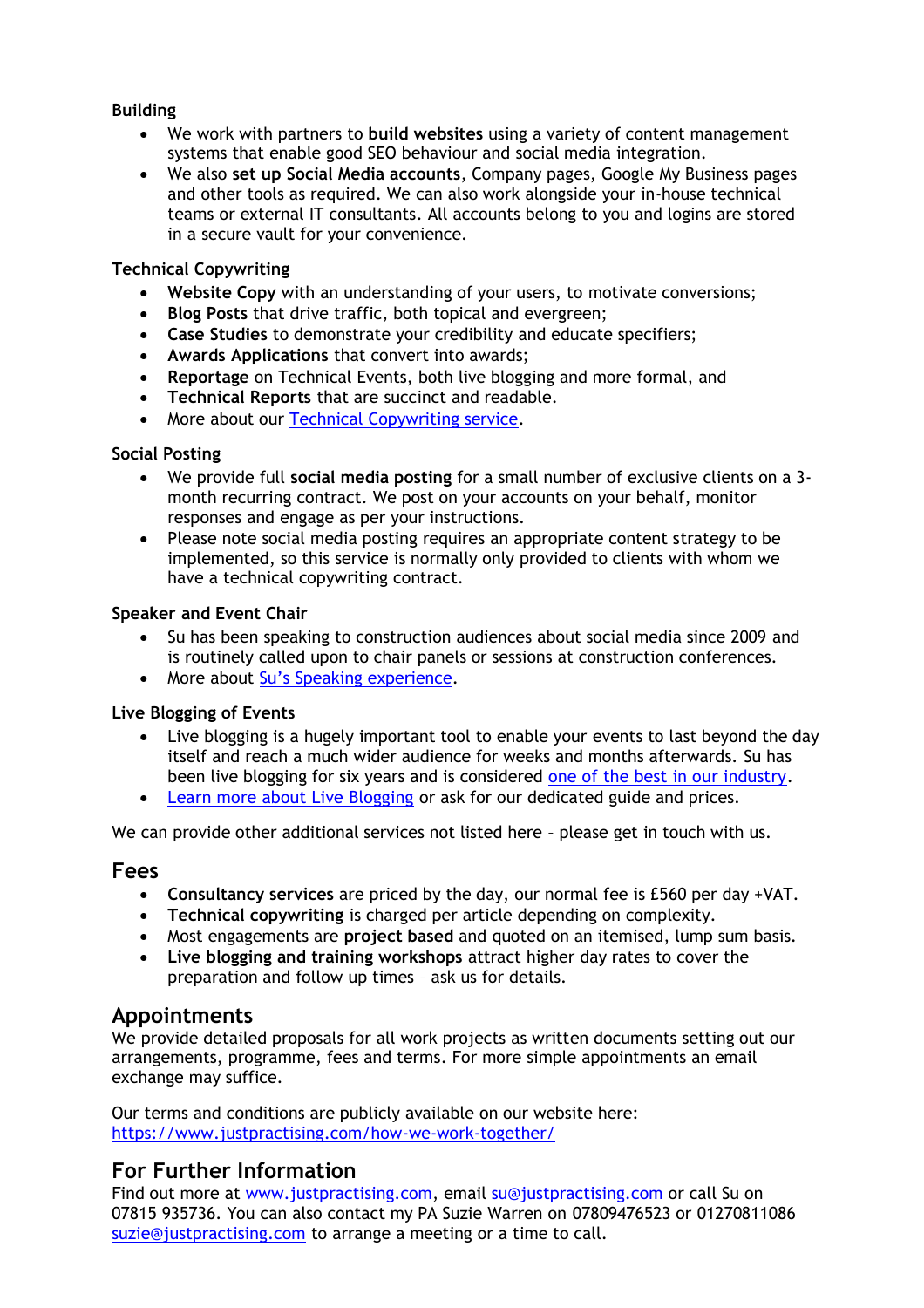### Building

- We work with partners to **build websites** using a variety of content management systems that enable good SEO behaviour and social media integration.
- We also **set up Social Media accounts**, Company pages, Google My Business pages and other tools as required. We can also work alongside your in-house technical teams or external IT consultants. All accounts belong to you and logins are stored in a secure vault for your convenience.

### Technical Copywriting

- **Website Copy** with an understanding of your users, to motivate conversions;
- **Blog Posts** that drive traffic, both topical and evergreen;
- **Case Studies** to demonstrate your credibility and educate specifiers;
- **Awards Applications** that convert into awards;
- **Reportage** on Technical Events, both live blogging and more formal, and
- **Technical Reports** that are succinct and readable.
- More about our Technical Copywriting service.

### Social Posting

- We provide full **social media posting** for a small number of exclusive clients on a 3-month recurring contract. We post on your accounts on your behalf, monitor responses and engage as per your instructions.
- Please note social media posting requires an appropriate content strategy to be implemented, so this service is normally only provided to clients with whom we have a technical copywriting contract.

### Speaker and Event Chair

- Su has been speaking to construction audiences about social media since 2009 and is routinely called upon to chair panels or sessions at construction conferences.
- More about Su's Speaking experience.

### Live Blogging of Events

- Live blogging is a hugely important tool to enable your events to last beyond the day itself and reach a much wider audience for weeks and months afterwards. Su has been live blogging for six years and is considered one of the best in our industry.
- Learn more about Live Blogging or ask for our dedicated guide and prices.

We can provide other additional services not listed here – please get in touch with us.

## Fees

- **Consultancy services** are priced by the day, our normal fee is £560 per day +VAT.
- **Technical copywriting** is charged per article depending on complexity.
- Most engagements are **project based** and quoted on an itemised, lump sum basis.
- **Live blogging and training workshops** attract higher day rates to cover the preparation and follow up times – ask us for details.

## Appointments

We provide detailed proposals for all work projects as written documents setting out our arrangements, programme, fees and terms. For more simple appointments an email exchange may suffice.

Our terms and conditions are publicly available on our website here:
https://www.justpractising.com/how-we-work-together/

## For Further Information

Find out more at www.justpractising.com, email su@justpractising.com or call Su on 07815 935736. You can also contact my PA Suzie Warren on 07809476523 or 01270811086 suzie@justpractising.com to arrange a meeting or a time to call.